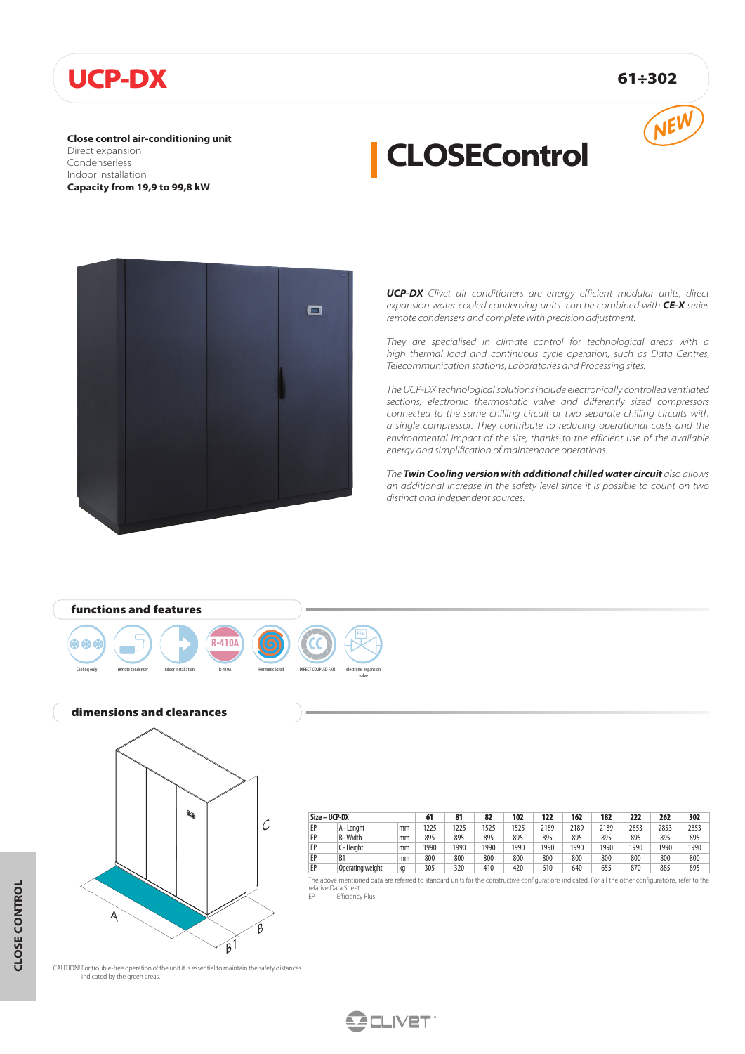# UCP-DX

**61÷302**

NEW

**Close control air-conditioning unit**
Direct expansion
Condenserless
Indoor installation
**Capacity from 19,9 to 99,8 kW**

## CLOSEControl

***UCP-DX*** *Clivet air conditioners are energy efficient modular units, direct expansion water cooled condensing units can be combined with* ***CE-X*** *series remote condensers and complete with precision adjustment.*

*They are specialised in climate control for technological areas with a high thermal load and continuous cycle operation, such as Data Centres, Telecommunication stations, Laboratories and Processing sites.*

*The UCP-DX technological solutions include electronically controlled ventilated sections, electronic thermostatic valve and differently sized compressors connected to the same chilling circuit or two separate chilling circuits with a single compressor. They contribute to reducing operational costs and the environmental impact of the site, thanks to the efficient use of the available energy and simplification of maintenance operations.*

*The* ***Twin Cooling version with additional chilled water circuit*** *also allows an additional increase in the safety level since it is possible to count on two distinct and independent sources.*

## functions and features

Cooling only · remote condenser · Indoor installation · R-410A · Hermetic Scroll · DIRECT COUPLED FAN · electronic expansion valve

## dimensions and clearances

| Size – UCP-DX | | | 61 | 81 | 82 | 102 | 122 | 162 | 182 | 222 | 262 | 302 |
|---|---|---|---|---|---|---|---|---|---|---|---|---|
| EP | A - Lenght | mm | 1225 | 1225 | 1525 | 1525 | 2189 | 2189 | 2189 | 2853 | 2853 | 2853 |
| EP | B - Width | mm | 895 | 895 | 895 | 895 | 895 | 895 | 895 | 895 | 895 | 895 |
| EP | C - Height | mm | 1990 | 1990 | 1990 | 1990 | 1990 | 1990 | 1990 | 1990 | 1990 | 1990 |
| EP | B1 | mm | 800 | 800 | 800 | 800 | 800 | 800 | 800 | 800 | 800 | 800 |
| EP | Operating weight | kg | 305 | 320 | 410 | 420 | 610 | 640 | 655 | 870 | 885 | 895 |

The above mentioned data are referred to standard units for the constructive configurations indicated. For all the other configurations, refer to the relative Data Sheet.
EP Efficiency Plus

CAUTION! For trouble-free operation of the unit it is essential to maintain the safety distances indicated by the green areas.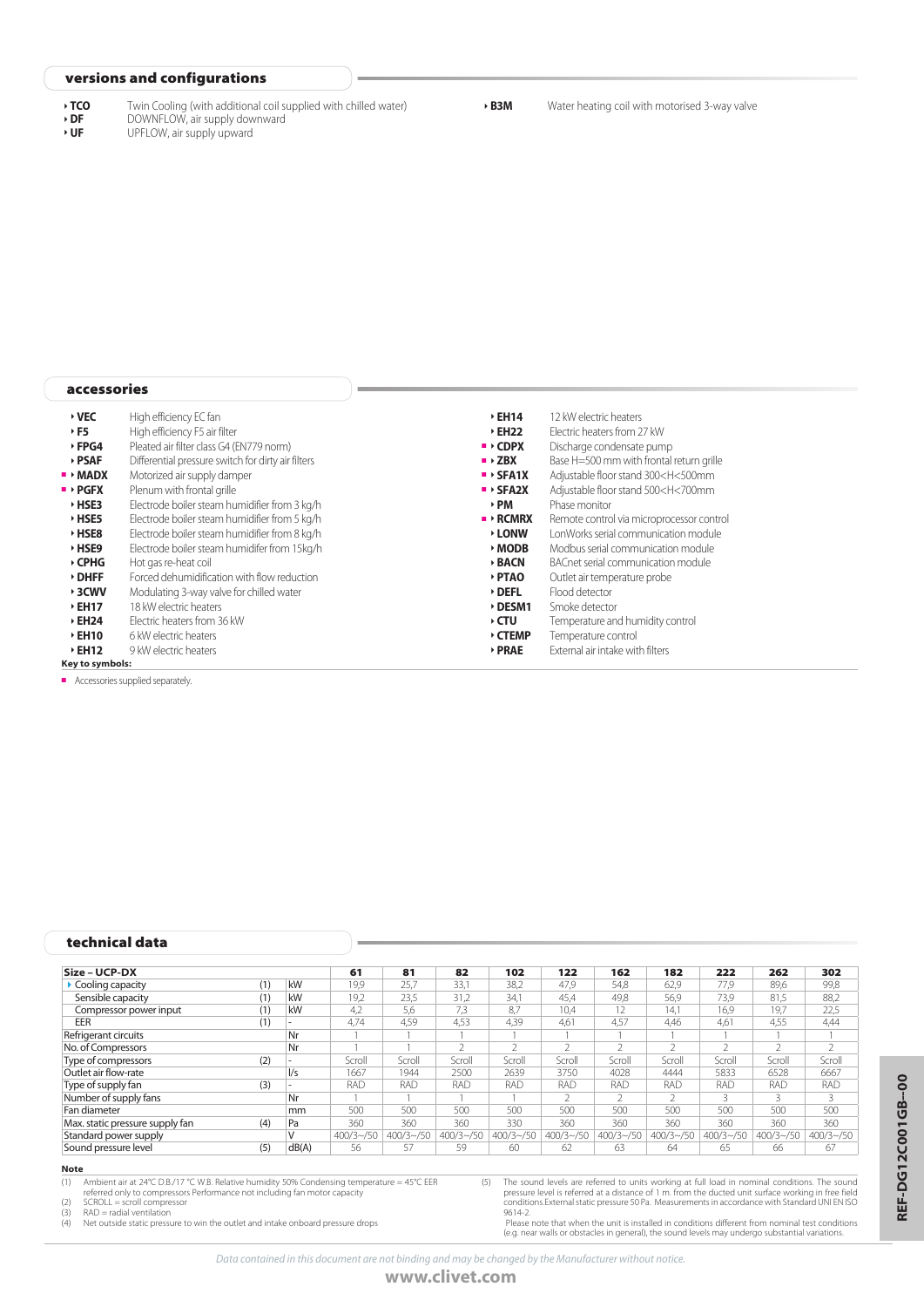## versions and configurations

- **TCO** Twin Cooling (with additional coil supplied with chilled water)
- **DF** DOWNFLOW, air supply downward
- **UF** UPFLOW, air supply upward
- **B3M** Water heating coil with motorised 3-way valve

## accessories

- **VEC** High efficiency EC fan
- **F5** High efficiency F5 air filter
- **FPG4** Pleated air filter class G4 (EN779 norm)
- **PSAF** Differential pressure switch for dirty air filters
- ■ **MADX** Motorized air supply damper
- ■ **PGFX** Plenum with frontal grille
- **HSE3** Electrode boiler steam humidifier from 3 kg/h
- **HSE5** Electrode boiler steam humidifier from 5 kg/h
- **HSE8** Electrode boiler steam humidifier from 8 kg/h
- **HSE9** Electrode boiler steam humidifer from 15kg/h
- **CPHG** Hot gas re-heat coil
- **DHFF** Forced dehumidification with flow reduction
- **3CWV** Modulating 3-way valve for chilled water
- **EH17** 18 kW electric heaters
- **EH24** Electric heaters from 36 kW
- **EH10** 6 kW electric heaters
- **EH12** 9 kW electric heaters
- **EH14** 12 kW electric heaters
- **EH22** Electric heaters from 27 kW
- ■ **CDPX** Discharge condensate pump
- ■ **ZBX** Base H=500 mm with frontal return grille
- ■ **SFA1X** Adjustable floor stand 300<H<500mm
- ■ **SFA2X** Adjustable floor stand 500<H<700mm
- **PM** Phase monitor
- ■ **RCMRX** Remote control via microprocessor control
- **LONW** LonWorks serial communication module
- **MODB** Modbus serial communication module
- **BACN** BACnet serial communication module
- **PTAO** Outlet air temperature probe
- **DEFL** Flood detector
- **DESM1** Smoke detector
- **CTU** Temperature and humidity control
- **CTEMP** Temperature control
- **PRAE** External air intake with filters

**Key to symbols:**

■ Accessories supplied separately.

## technical data

| Size – UCP-DX | | | 61 | 81 | 82 | 102 | 122 | 162 | 182 | 222 | 262 | 302 |
|---|---|---|---|---|---|---|---|---|---|---|---|---|
| Cooling capacity | (1) | kW | 19,9 | 25,7 | 33,1 | 38,2 | 47,9 | 54,8 | 62,9 | 77,9 | 89,6 | 99,8 |
| Sensible capacity | (1) | kW | 19,2 | 23,5 | 31,2 | 34,1 | 45,4 | 49,8 | 56,9 | 73,9 | 81,5 | 88,2 |
| Compressor power input | (1) | kW | 4,2 | 5,6 | 7,3 | 8,7 | 10,4 | 12 | 14,1 | 16,9 | 19,7 | 22,5 |
| EER | (1) | - | 4,74 | 4,59 | 4,53 | 4,39 | 4,61 | 4,57 | 4,46 | 4,61 | 4,55 | 4,44 |
| Refrigerant circuits | | Nr | 1 | 1 | 1 | 1 | 1 | 1 | 1 | 1 | 1 | 1 |
| No. of Compressors | | Nr | 1 | 1 | 2 | 2 | 2 | 2 | 2 | 2 | 2 | 2 |
| Type of compressors | (2) | - | Scroll | Scroll | Scroll | Scroll | Scroll | Scroll | Scroll | Scroll | Scroll | Scroll |
| Outlet air flow-rate | | l/s | 1667 | 1944 | 2500 | 2639 | 3750 | 4028 | 4444 | 5833 | 6528 | 6667 |
| Type of supply fan | (3) | - | RAD | RAD | RAD | RAD | RAD | RAD | RAD | RAD | RAD | RAD |
| Number of supply fans | | Nr | 1 | 1 | 1 | 1 | 2 | 2 | 2 | 3 | 3 | 3 |
| Fan diameter | | mm | 500 | 500 | 500 | 500 | 500 | 500 | 500 | 500 | 500 | 500 |
| Max. static pressure supply fan | (4) | Pa | 360 | 360 | 360 | 330 | 360 | 360 | 360 | 360 | 360 | 360 |
| Standard power supply | | V | 400/3~/50 | 400/3~/50 | 400/3~/50 | 400/3~/50 | 400/3~/50 | 400/3~/50 | 400/3~/50 | 400/3~/50 | 400/3~/50 | 400/3~/50 |
| Sound pressure level | (5) | dB(A) | 56 | 57 | 59 | 60 | 62 | 63 | 64 | 65 | 66 | 67 |

**Note**

(1) Ambient air at 24°C D.B./17 °C W.B. Relative humidity 50% Condensing temperature = 45°C EER referred only to compressors Performance not including fan motor capacity
(2) SCROLL = scroll compressor
(3) RAD = radial ventilation
(4) Net outside static pressure to win the outlet and intake onboard pressure drops
(5) The sound levels are referred to units working at full load in nominal conditions. The sound pressure level is referred at a distance of 1 m. from the ducted unit surface working in free field conditions.External static pressure 50 Pa. Measurements in accordance with Standard UNI EN ISO 9614-2.
Please note that when the unit is installed in conditions different from nominal test conditions (e.g. near walls or obstacles in general), the sound levels may undergo substantial variations.

*Data contained in this document are not binding and may be changed by the Manufacturer without notice.*

**www.clivet.com**

REF-DG12C001GB-00